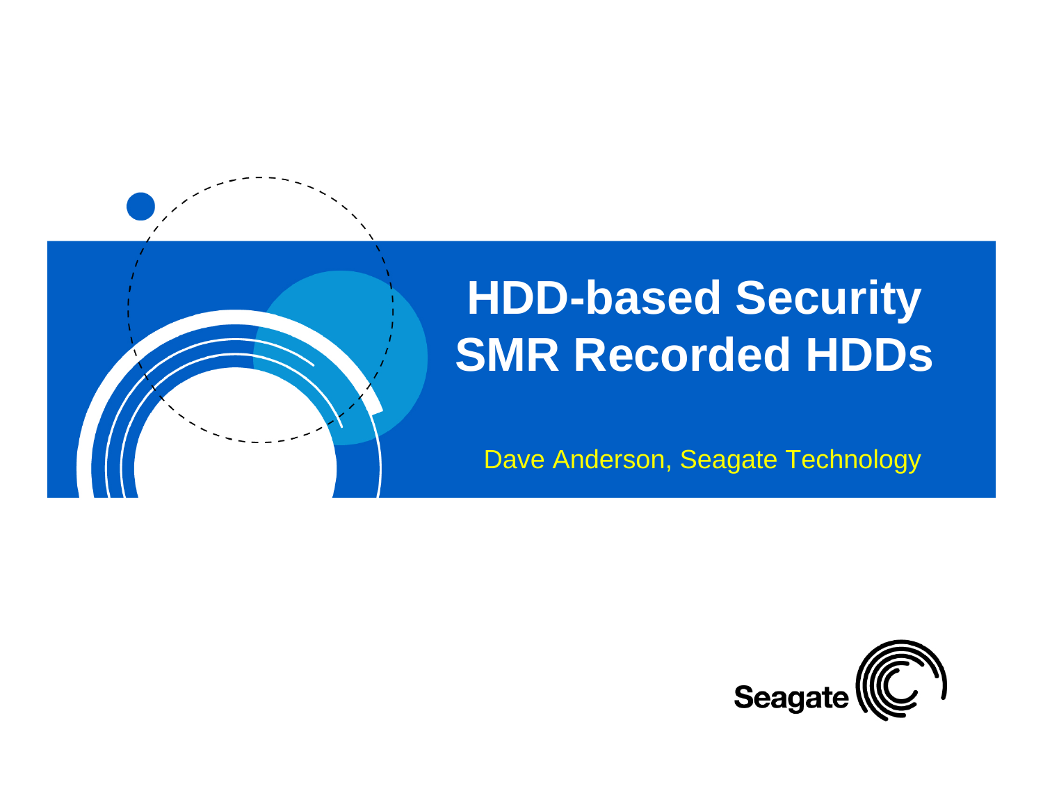# HDD-based Security SMR Recorded HDDs

Dave Anderson, Seagate Technology

Seagate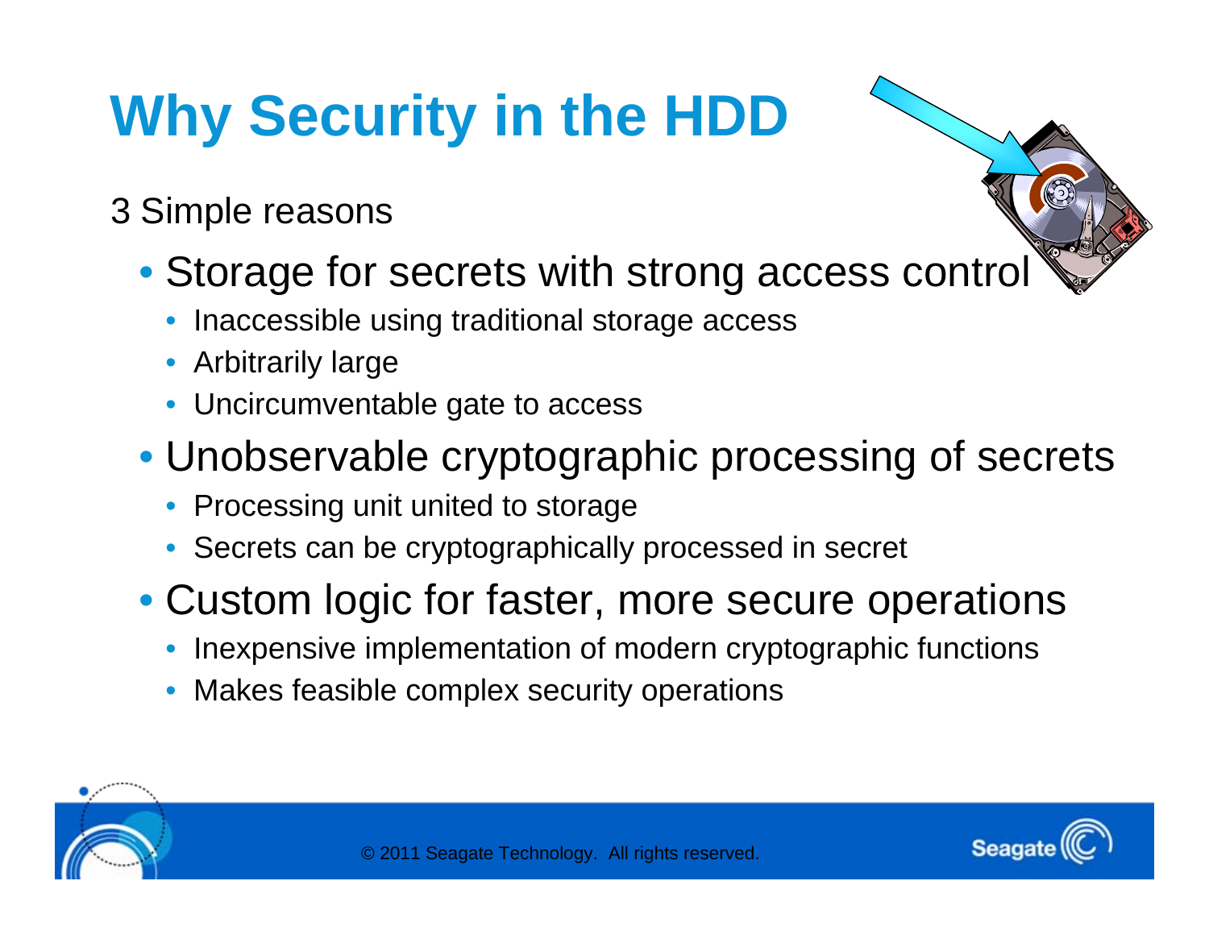# Why Security in the HDD

3 Simple reasons

- Storage for secrets with strong access control
  - Inaccessible using traditional storage access
  - Arbitrarily large
  - Uncircumventable gate to access
- Unobservable cryptographic processing of secrets
  - Processing unit united to storage
  - Secrets can be cryptographically processed in secret
- Custom logic for faster, more secure operations
  - Inexpensive implementation of modern cryptographic functions
  - Makes feasible complex security operations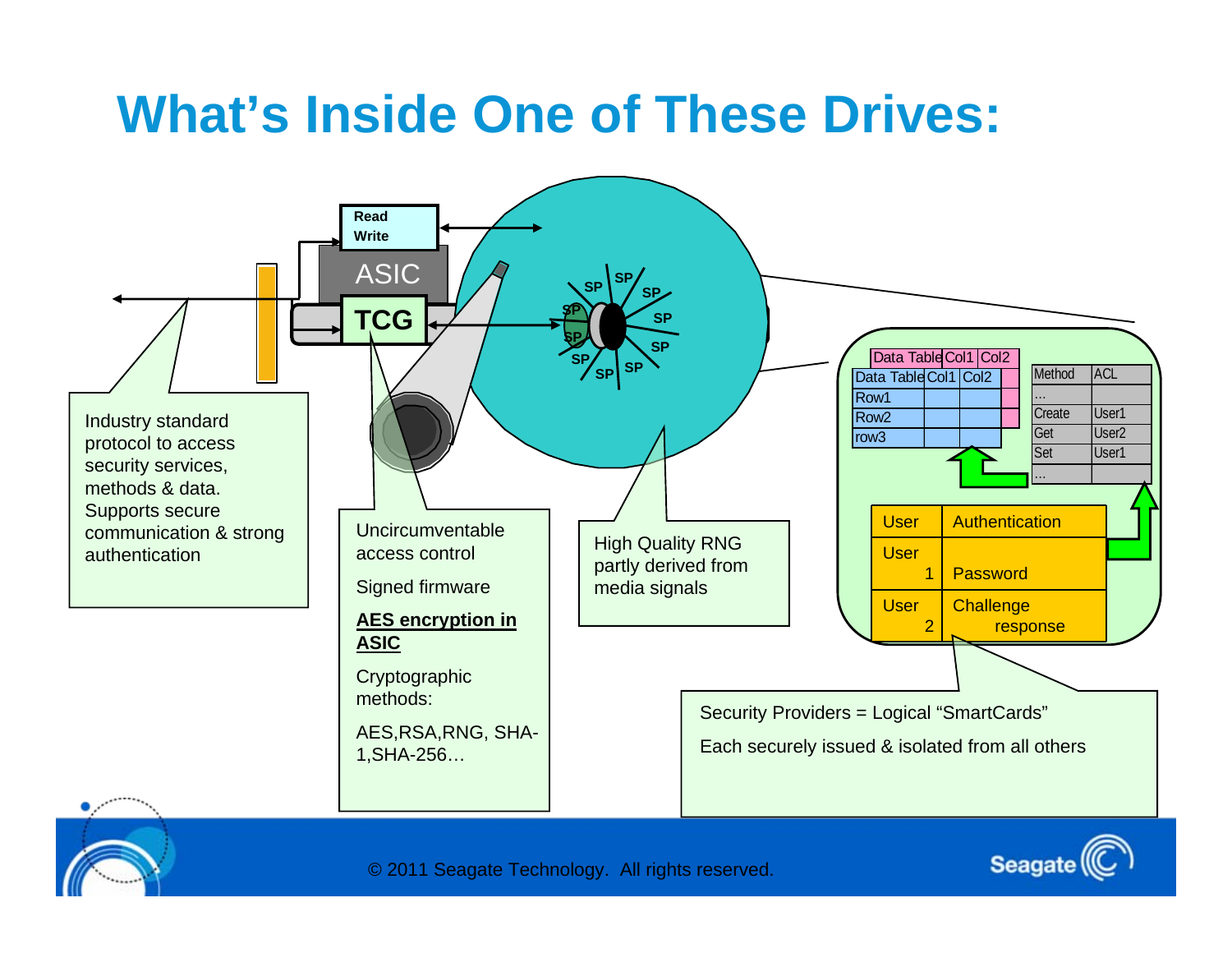# What's Inside One of These Drives:

Read Write

ASIC

TCG

SP SP SP SP SP SP SP SP SP SP SP

Industry standard protocol to access security services, methods & data. Supports secure communication & strong authentication

Uncircumventable access control

Signed firmware

**AES encryption in ASIC**

Cryptographic methods:

AES,RSA,RNG, SHA-1,SHA-256…

High Quality RNG partly derived from media signals

| Data Table | Col1 | Col2 |
|---|---|---|
| Row1 | | |
| Row2 | | |
| row3 | | |

| Method | ACL |
|---|---|
| … | |
| Create | User1 |
| Get | User2 |
| Set | User1 |
| … | |

| User | Authentication |
|---|---|
| User 1 | Password |
| User 2 | Challenge response |

Security Providers = Logical "SmartCards"

Each securely issued & isolated from all others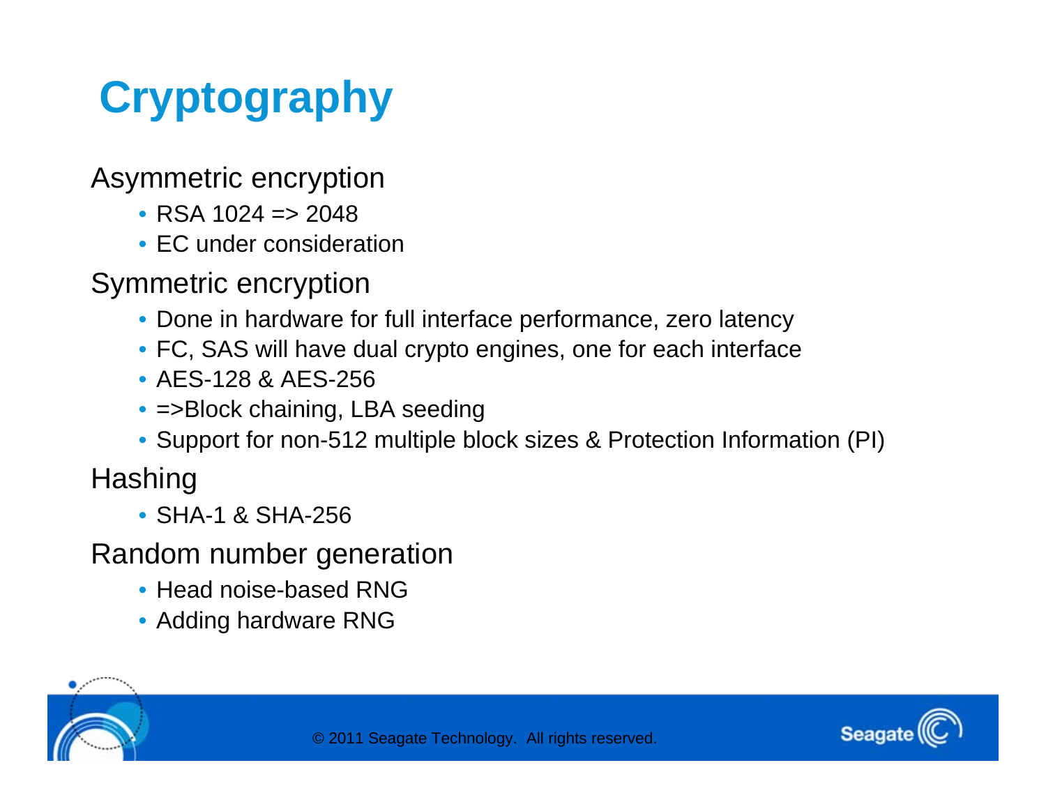# Cryptography

Asymmetric encryption

- RSA 1024 => 2048
- EC under consideration

Symmetric encryption

- Done in hardware for full interface performance, zero latency
- FC, SAS will have dual crypto engines, one for each interface
- AES-128 & AES-256
- =>Block chaining, LBA seeding
- Support for non-512 multiple block sizes & Protection Information (PI)

Hashing

- SHA-1 & SHA-256

Random number generation

- Head noise-based RNG
- Adding hardware RNG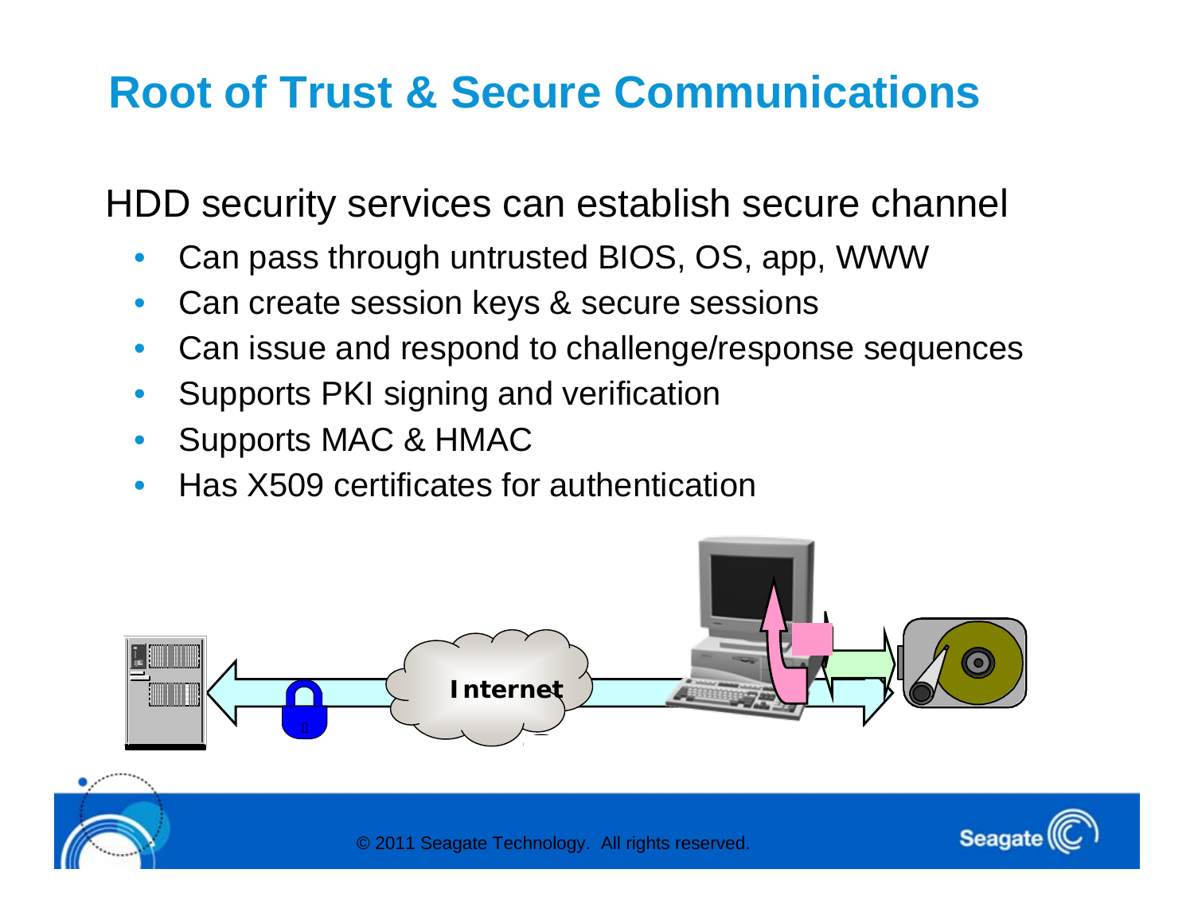# Root of Trust & Secure Communications

HDD security services can establish secure channel

- Can pass through untrusted BIOS, OS, app, WWW
- Can create session keys & secure sessions
- Can issue and respond to challenge/response sequences
- Supports PKI signing and verification
- Supports MAC & HMAC
- Has X509 certificates for authentication

Internet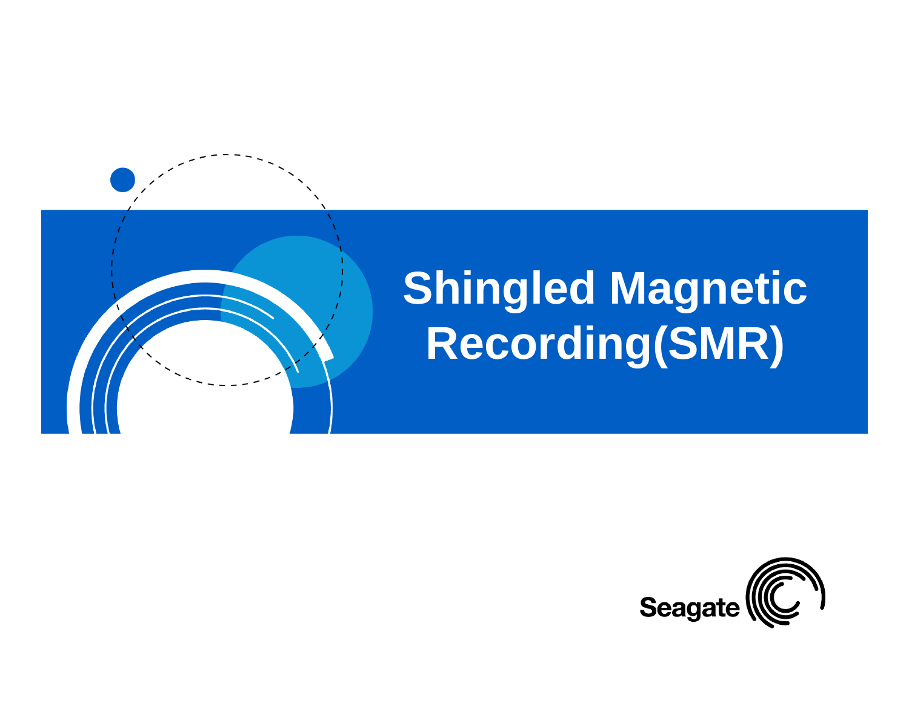# Shingled Magnetic Recording(SMR)

Seagate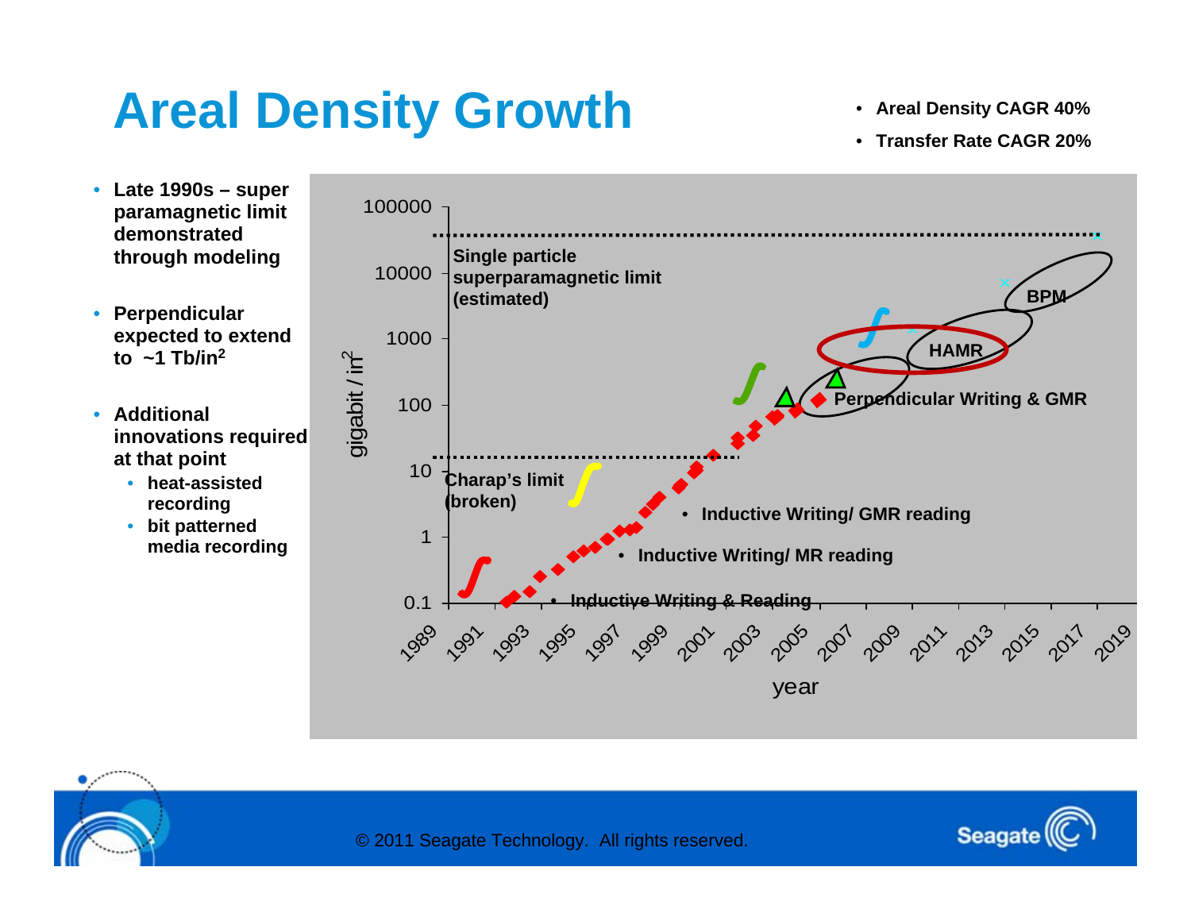# Areal Density Growth

- **Areal Density CAGR 40%**
- **Transfer Rate CAGR 20%**

- **Late 1990s – super paramagnetic limit demonstrated through modeling**
- **Perpendicular expected to extend to ~1 Tb/in²**
- **Additional innovations required at that point**
  - **heat-assisted recording**
  - **bit patterned media recording**

gigabit / in²

100000, 10000, 1000, 100, 10, 1, 0.1

**Single particle superparamagnetic limit (estimated)**

**BPM**

**HAMR**

**Perpendicular Writing & GMR**

**Charap's limit (broken)**

- **Inductive Writing/ GMR reading**
- **Inductive Writing/ MR reading**
- **Inductive Writing & Reading**

1989, 1991, 1993, 1995, 1997, 1999, 2001, 2003, 2005, 2007, 2009, 2011, 2013, 2015, 2017, 2019

year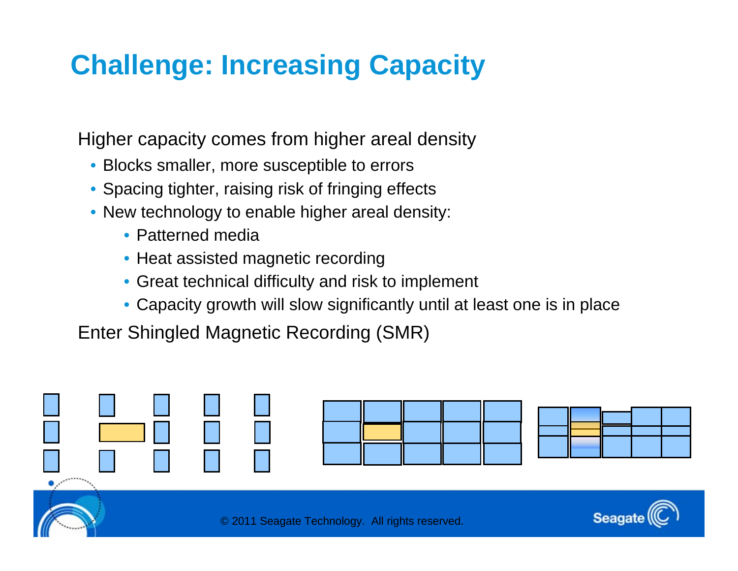# Challenge: Increasing Capacity

Higher capacity comes from higher areal density

- Blocks smaller, more susceptible to errors
- Spacing tighter, raising risk of fringing effects
- New technology to enable higher areal density:
  - Patterned media
  - Heat assisted magnetic recording
  - Great technical difficulty and risk to implement
  - Capacity growth will slow significantly until at least one is in place

Enter Shingled Magnetic Recording (SMR)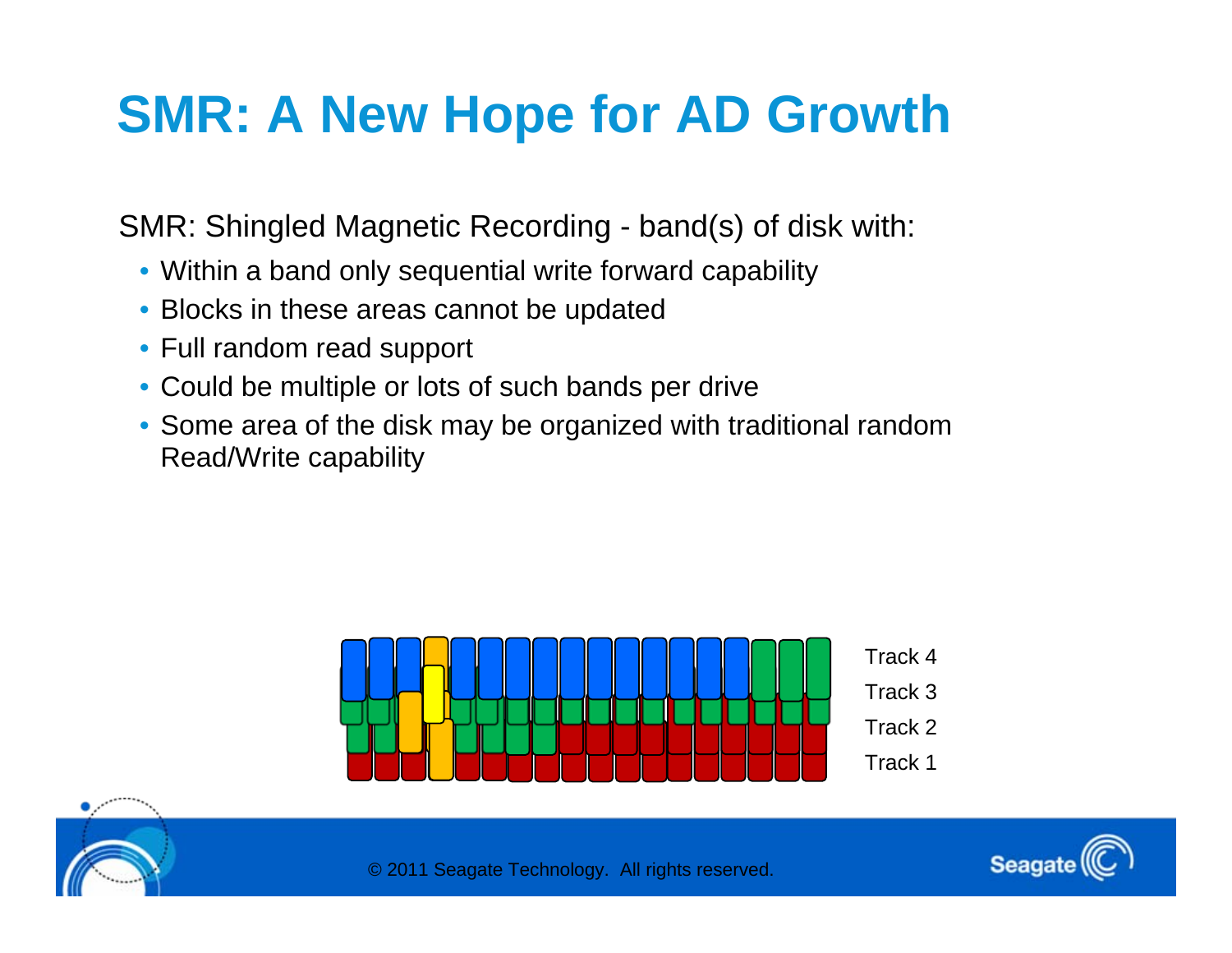# SMR: A New Hope for AD Growth

SMR: Shingled Magnetic Recording - band(s) of disk with:

- Within a band only sequential write forward capability
- Blocks in these areas cannot be updated
- Full random read support
- Could be multiple or lots of such bands per drive
- Some area of the disk may be organized with traditional random Read/Write capability

Track 4

Track 3

Track 2

Track 1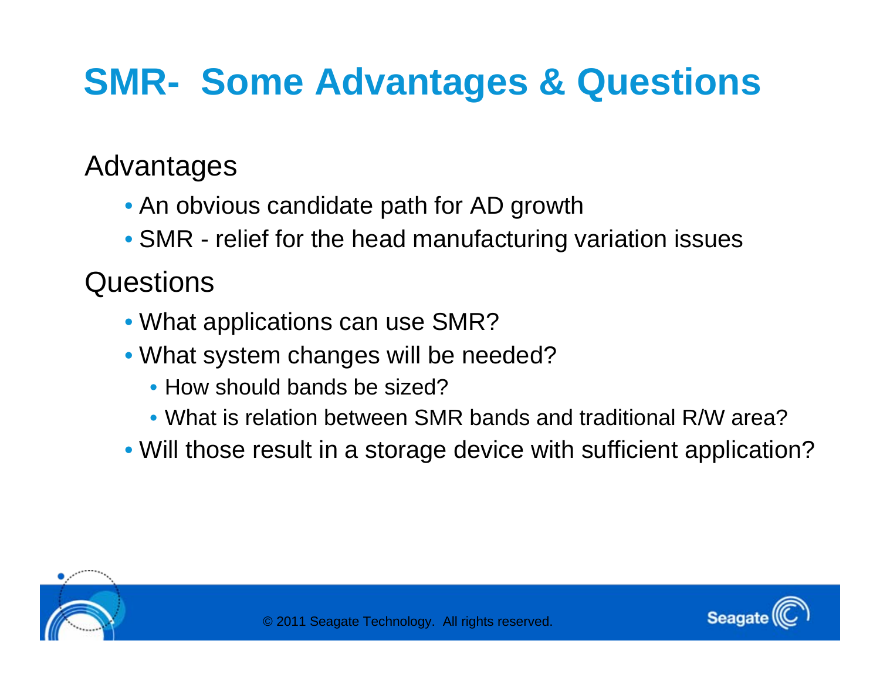# SMR- Some Advantages & Questions

## Advantages

- An obvious candidate path for AD growth
- SMR - relief for the head manufacturing variation issues

## Questions

- What applications can use SMR?
- What system changes will be needed?
  - How should bands be sized?
  - What is relation between SMR bands and traditional R/W area?
- Will those result in a storage device with sufficient application?